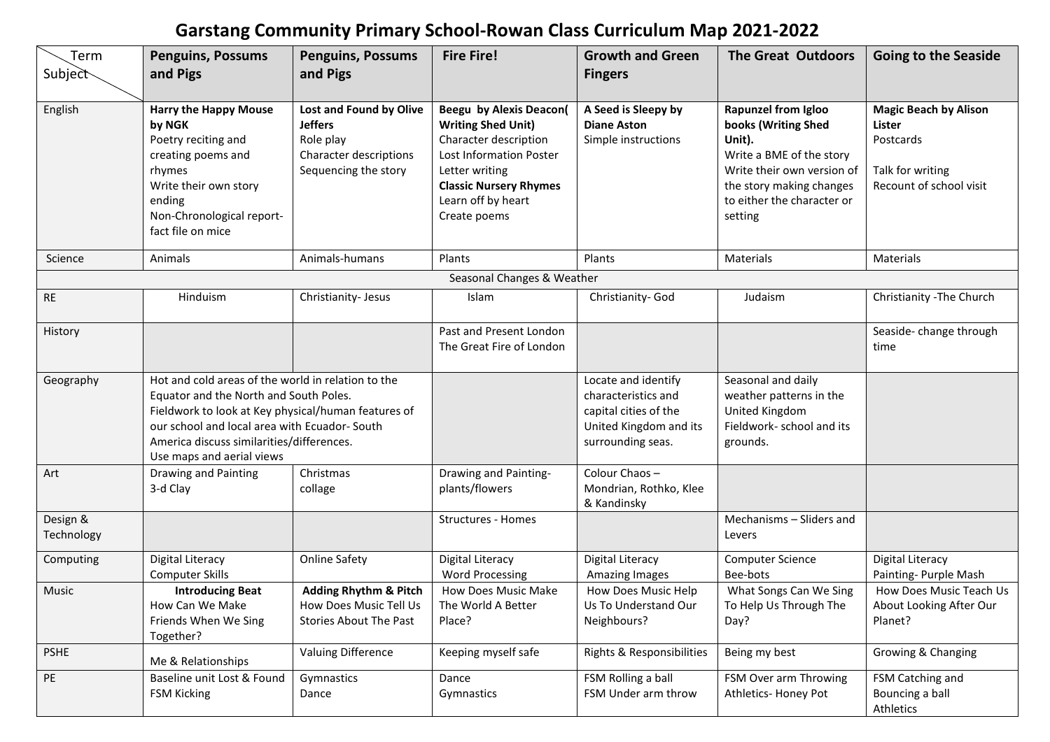# Garstang Community Primary School-Rowan Class Curriculum Map 2021-2022

| Term / Subject | Penguins, Possums and Pigs | Penguins, Possums and Pigs | Fire Fire! | Growth and Green Fingers | The Great Outdoors | Going to the Seaside |
|---|---|---|---|---|---|---|
| English | **Harry the Happy Mouse by NGK**<br>Poetry reciting and creating poems and rhymes<br>Write their own story ending<br>Non-Chronological report- fact file on mice | **Lost and Found by Olive Jeffers**<br>Role play<br>Character descriptions<br>Sequencing the story | **Beegu by Alexis Deacon( Writing Shed Unit)**<br>Character description<br>Lost Information Poster<br>Letter writing<br>**Classic Nursery Rhymes**<br>Learn off by heart<br>Create poems | **A Seed is Sleepy by Diane Aston**<br>Simple instructions | **Rapunzel from Igloo books (Writing Shed Unit).**<br>Write a BME of the story<br>Write their own version of the story making changes to either the character or setting | **Magic Beach by Alison Lister**<br>Postcards<br><br>Talk for writing<br>Recount of school visit |
| Science | Animals | Animals-humans | Plants | Plants | Materials | Materials |
| | Seasonal Changes & Weather | | | | | |
| RE | Hinduism | Christianity- Jesus | Islam | Christianity- God | Judaism | Christianity -The Church |
| History | | | Past and Present London<br>The Great Fire of London | | | Seaside- change through time |
| Geography | Hot and cold areas of the world in relation to the Equator and the North and South Poles.<br>Fieldwork to look at Key physical/human features of our school and local area with Ecuador- South America discuss similarities/differences.<br>Use maps and aerial views | | | Locate and identify characteristics and capital cities of the United Kingdom and its surrounding seas. | Seasonal and daily weather patterns in the United Kingdom<br>Fieldwork- school and its grounds. | |
| Art | Drawing and Painting<br>3-d Clay | Christmas<br>collage | Drawing and Painting- plants/flowers | Colour Chaos – Mondrian, Rothko, Klee & Kandinsky | | |
| Design & Technology | | | Structures - Homes | | Mechanisms – Sliders and Levers | |
| Computing | Digital Literacy<br>Computer Skills | Online Safety | Digital Literacy<br>Word Processing | Digital Literacy<br>Amazing Images | Computer Science<br>Bee-bots | Digital Literacy<br>Painting- Purple Mash |
| Music | **Introducing Beat**<br>How Can We Make Friends When We Sing Together? | **Adding Rhythm & Pitch**<br>How Does Music Tell Us Stories About The Past | How Does Music Make The World A Better Place? | How Does Music Help Us To Understand Our Neighbours? | What Songs Can We Sing To Help Us Through The Day? | How Does Music Teach Us About Looking After Our Planet? |
| PSHE | Me & Relationships | Valuing Difference | Keeping myself safe | Rights & Responsibilities | Being my best | Growing & Changing |
| PE | Baseline unit Lost & Found<br>FSM Kicking | Gymnastics<br>Dance | Dance<br>Gymnastics | FSM Rolling a ball<br>FSM Under arm throw | FSM Over arm Throwing<br>Athletics- Honey Pot | FSM Catching and Bouncing a ball<br>Athletics |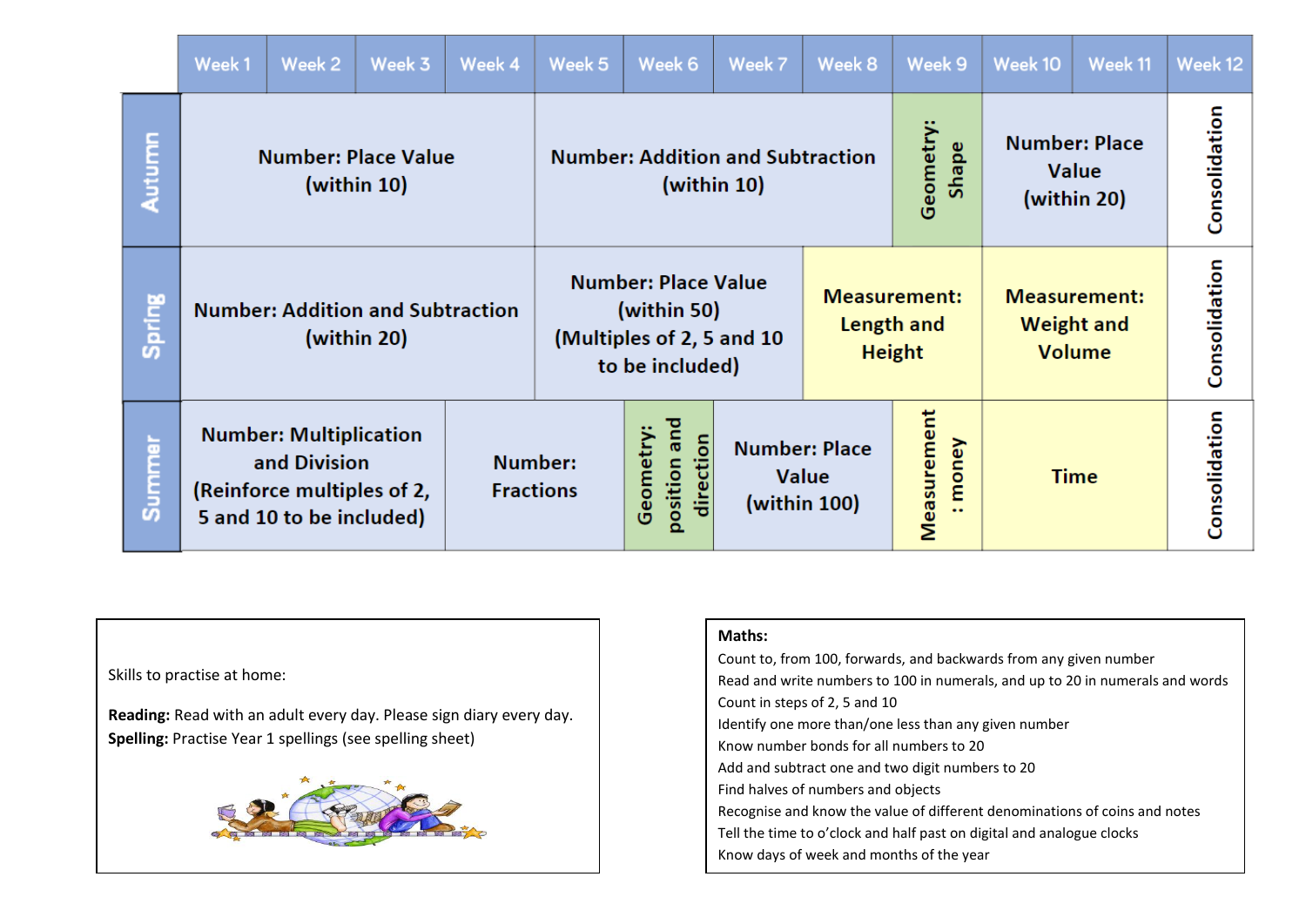| | Week 1 | Week 2 | Week 3 | Week 4 | Week 5 | Week 6 | Week 7 | Week 8 | Week 9 | Week 10 | Week 11 | Week 12 |
|---|---|---|---|---|---|---|---|---|---|---|---|---|
| Autumn | Number: Place Value (within 10) | | | | Number: Addition and Subtraction (within 10) | | | | Geometry: Shape | Number: Place Value (within 20) | | Consolidation |
| Spring | Number: Addition and Subtraction (within 20) | | | | Number: Place Value (within 50) (Multiples of 2, 5 and 10 to be included) | | | Measurement: Length and Height | | Measurement: Weight and Volume | | Consolidation |
| Summer | Number: Multiplication and Division (Reinforce multiples of 2, 5 and 10 to be included) | | | Number: Fractions | | Geometry: position and direction | Number: Place Value (within 100) | | Measurement : money | Time | | Consolidation |

Skills to practise at home:

**Reading:** Read with an adult every day. Please sign diary every day.
**Spelling:** Practise Year 1 spellings (see spelling sheet)

**Maths:**
Count to, from 100, forwards, and backwards from any given number
Read and write numbers to 100 in numerals, and up to 20 in numerals and words
Count in steps of 2, 5 and 10
Identify one more than/one less than any given number
Know number bonds for all numbers to 20
Add and subtract one and two digit numbers to 20
Find halves of numbers and objects
Recognise and know the value of different denominations of coins and notes
Tell the time to o'clock and half past on digital and analogue clocks
Know days of week and months of the year